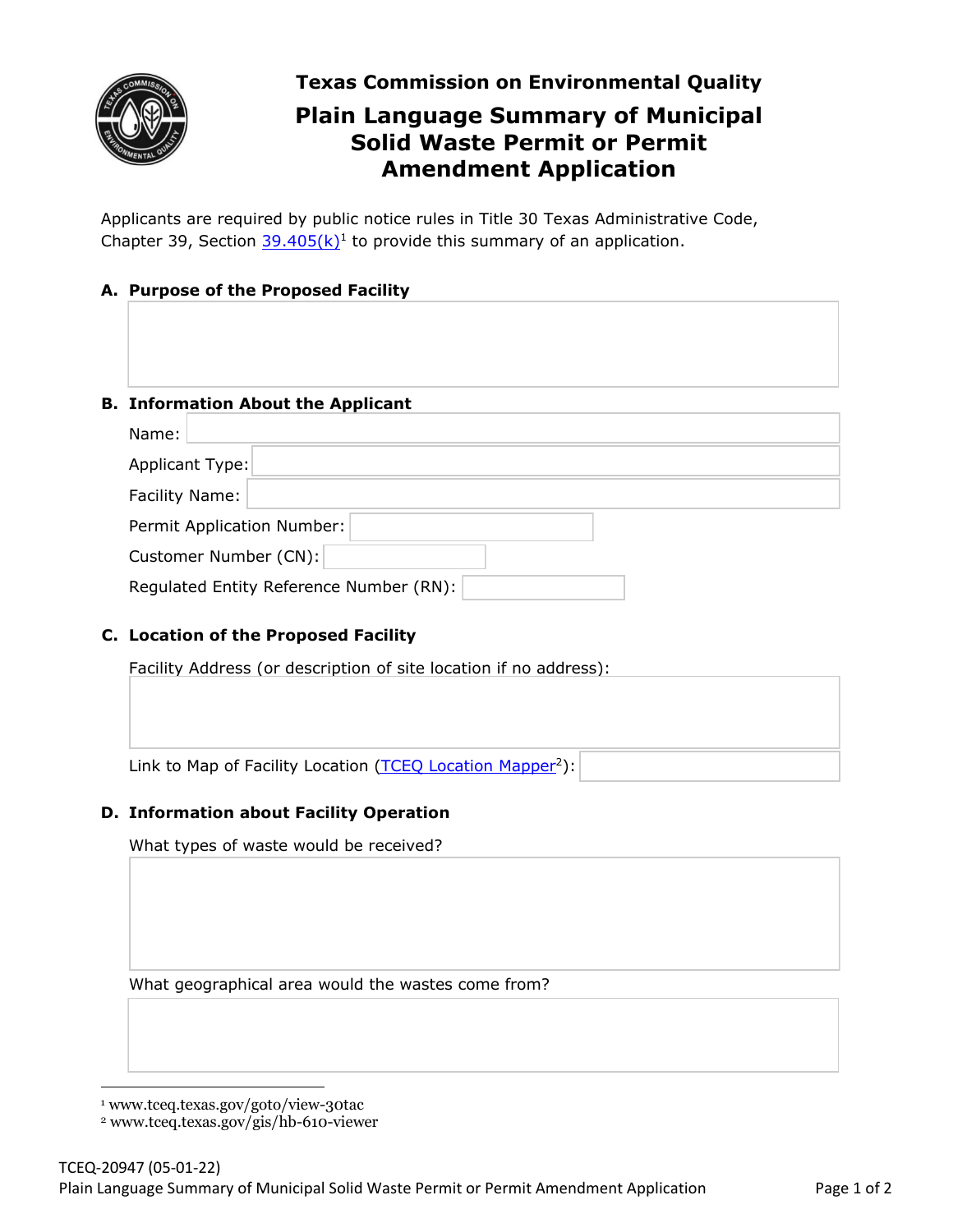Texas Commission on Environmental Quality

# Plain Language Summary of Municipal Solid Waste Permit or Permit Amendment Application

Applicants are required by public notice rules in Title 30 Texas Administrative Code, Chapter 39, Section 39.405(k)[1] to provide this summary of an application.

## A. Purpose of the Proposed Facility

## B. Information About the Applicant

Name:

Applicant Type:

Facility Name:

Permit Application Number:

Customer Number (CN):

Regulated Entity Reference Number (RN):

## C. Location of the Proposed Facility

Facility Address (or description of site location if no address):

Link to Map of Facility Location (TCEQ Location Mapper[2]):

## D. Information about Facility Operation

What types of waste would be received?

What geographical area would the wastes come from?

---

[1] www.tceq.texas.gov/goto/view-30tac

[2] www.tceq.texas.gov/gis/hb-610-viewer

TCEQ-20947 (05-01-22)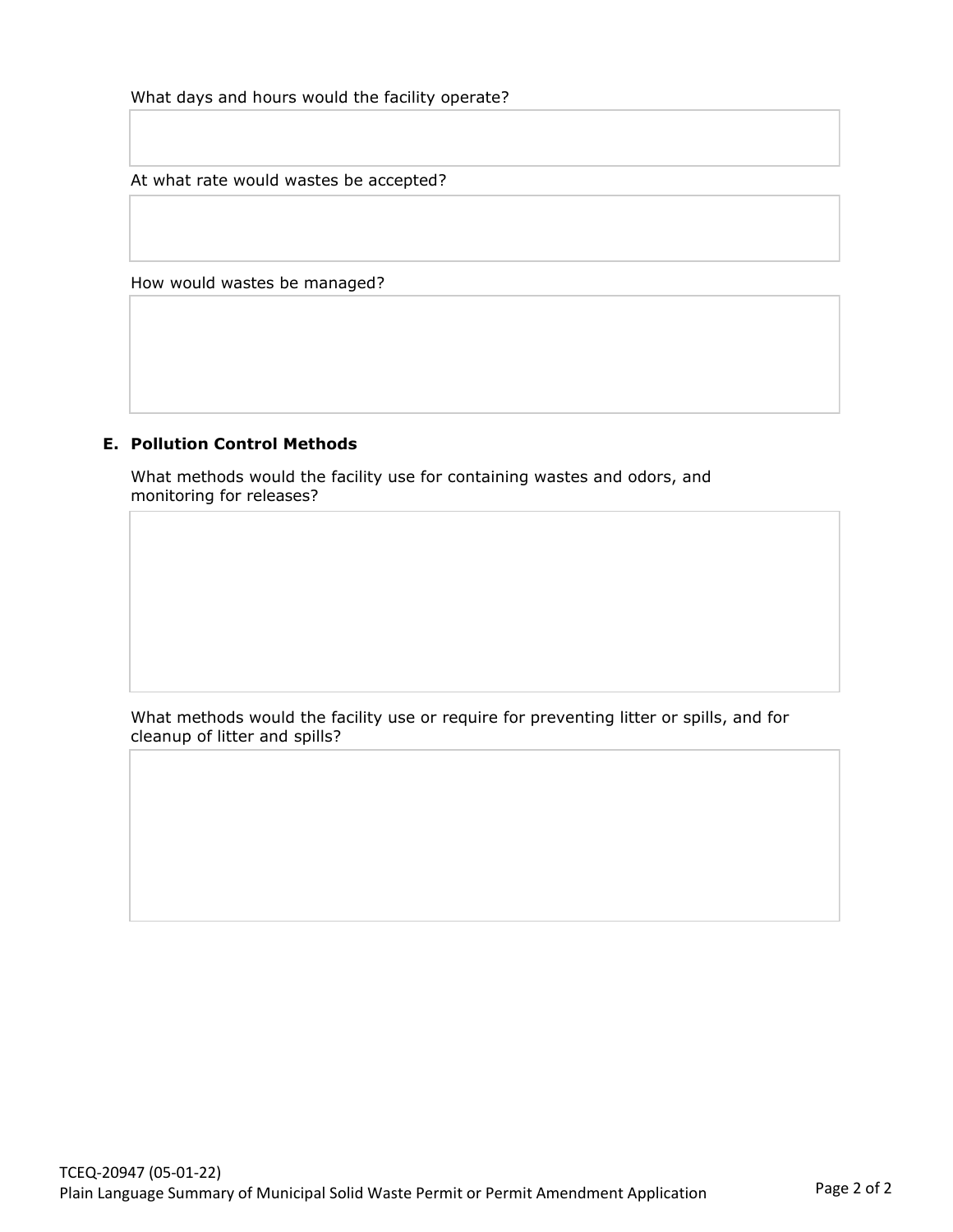What days and hours would the facility operate?

At what rate would wastes be accepted?

How would wastes be managed?

### E. Pollution Control Methods

What methods would the facility use for containing wastes and odors, and monitoring for releases?

What methods would the facility use or require for preventing litter or spills, and for cleanup of litter and spills?